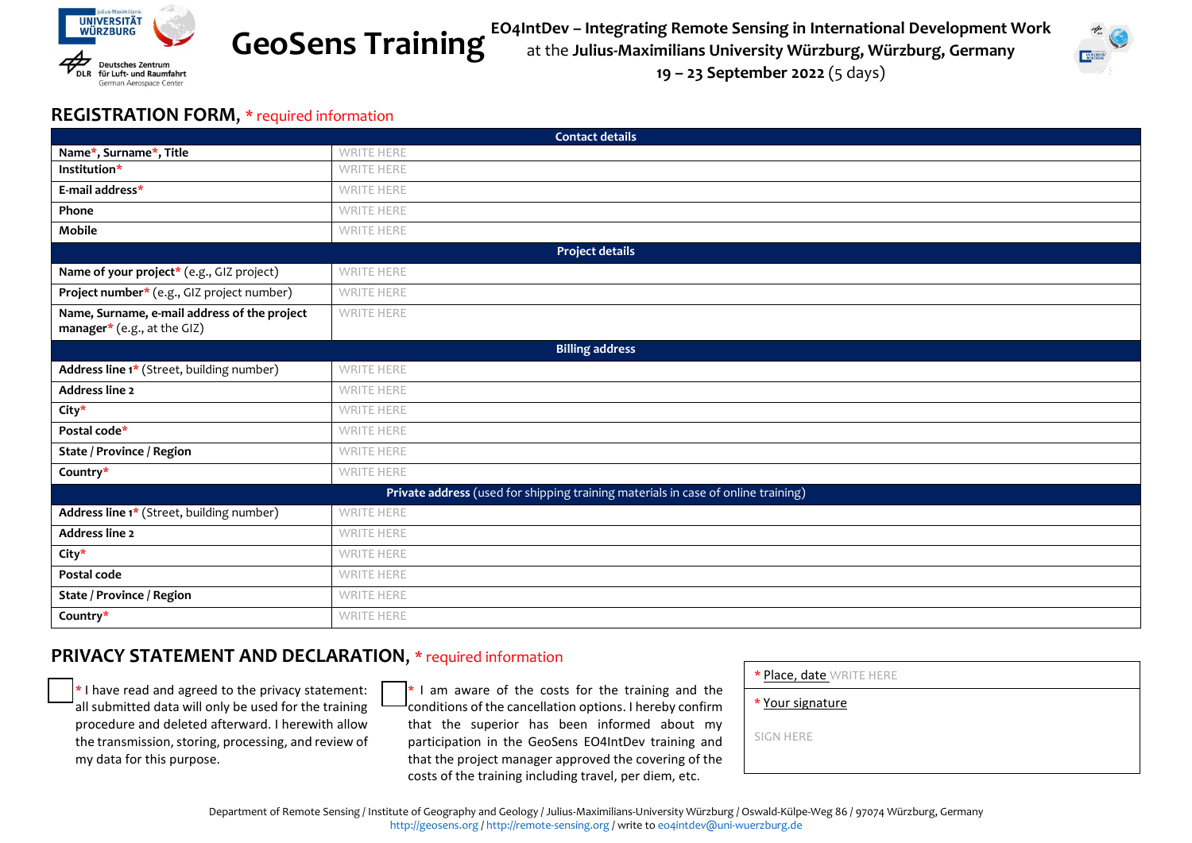Universität Würzburg

Deutsches Zentrum für Luft- und Raumfahrt
German Aerospace Center

# GeoSens Training

**EO4IntDev – Integrating Remote Sensing in International Development Work**
at the **Julius-Maximilians University Würzburg, Würzburg, Germany**
**19 – 23 September 2022** (5 days)

## REGISTRATION FORM, * required information

| **Contact details** | |
|---|---|
| **Name*, Surname*, Title** | WRITE HERE |
| **Institution*** | WRITE HERE |
| **E-mail address*** | WRITE HERE |
| **Phone** | WRITE HERE |
| **Mobile** | WRITE HERE |
| **Project details** | |
| **Name of your project*** (e.g., GIZ project) | WRITE HERE |
| **Project number*** (e.g., GIZ project number) | WRITE HERE |
| **Name, Surname, e-mail address of the project manager*** (e.g., at the GIZ) | WRITE HERE |
| **Billing address** | |
| **Address line 1*** (Street, building number) | WRITE HERE |
| **Address line 2** | WRITE HERE |
| **City*** | WRITE HERE |
| **Postal code*** | WRITE HERE |
| **State / Province / Region** | WRITE HERE |
| **Country*** | WRITE HERE |
| **Private address** (used for shipping training materials in case of online training) | |
| **Address line 1*** (Street, building number) | WRITE HERE |
| **Address line 2** | WRITE HERE |
| **City*** | WRITE HERE |
| **Postal code** | WRITE HERE |
| **State / Province / Region** | WRITE HERE |
| **Country*** | WRITE HERE |

## PRIVACY STATEMENT AND DECLARATION, * required information

☐ * I have read and agreed to the privacy statement: all submitted data will only be used for the training procedure and deleted afterward. I herewith allow the transmission, storing, processing, and review of my data for this purpose.

☐ * I am aware of the costs for the training and the conditions of the cancellation options. I hereby confirm that the superior has been informed about my participation in the GeoSens EO4IntDev training and that the project manager approved the covering of the costs of the training including travel, per diem, etc.

* Place, date WRITE HERE

* Your signature

SIGN HERE

Department of Remote Sensing / Institute of Geography and Geology / Julius-Maximilians-University Würzburg / Oswald-Külpe-Weg 86 / 97074 Würzburg, Germany
http://geosens.org / http://remote-sensing.org / write to eo4intdev@uni-wuerzburg.de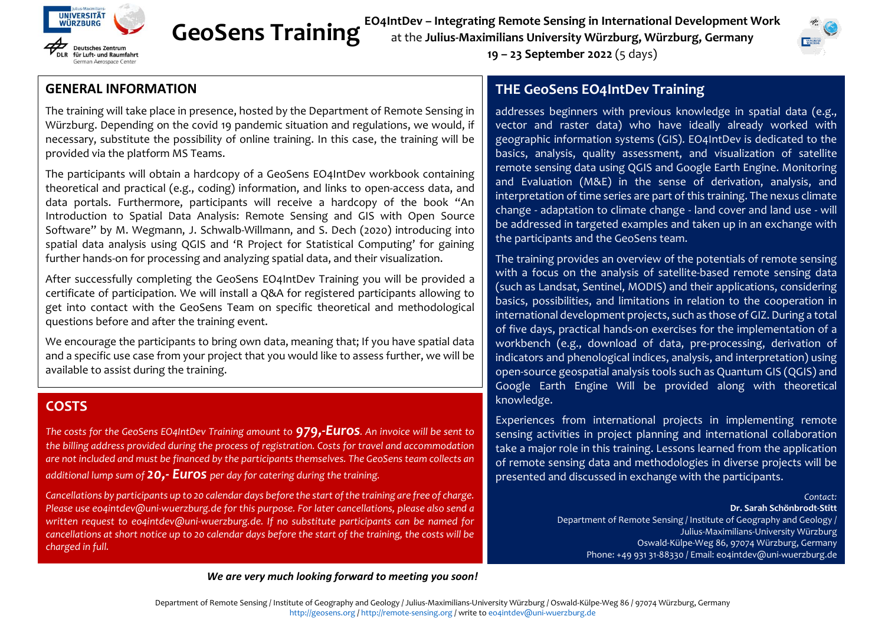# GeoSens Training

**EO4IntDev – Integrating Remote Sensing in International Development Work**
at the **Julius-Maximilians University Würzburg, Würzburg, Germany**
**19 – 23 September 2022** (5 days)

## GENERAL INFORMATION

The training will take place in presence, hosted by the Department of Remote Sensing in Würzburg. Depending on the covid 19 pandemic situation and regulations, we would, if necessary, substitute the possibility of online training. In this case, the training will be provided via the platform MS Teams.

The participants will obtain a hardcopy of a GeoSens EO4IntDev workbook containing theoretical and practical (e.g., coding) information, and links to open-access data, and data portals. Furthermore, participants will receive a hardcopy of the book "An Introduction to Spatial Data Analysis: Remote Sensing and GIS with Open Source Software" by M. Wegmann, J. Schwalb-Willmann, and S. Dech (2020) introducing into spatial data analysis using QGIS and 'R Project for Statistical Computing' for gaining further hands-on for processing and analyzing spatial data, and their visualization.

After successfully completing the GeoSens EO4IntDev Training you will be provided a certificate of participation. We will install a Q&A for registered participants allowing to get into contact with the GeoSens Team on specific theoretical and methodological questions before and after the training event.

We encourage the participants to bring own data, meaning that; If you have spatial data and a specific use case from your project that you would like to assess further, we will be available to assist during the training.

## COSTS

*The costs for the GeoSens EO4IntDev Training amount to* ***979,-Euros****. An invoice will be sent to the billing address provided during the process of registration. Costs for travel and accommodation are not included and must be financed by the participants themselves. The GeoSens team collects an additional lump sum of* ***20,- Euros*** *per day for catering during the training.*

*Cancellations by participants up to 20 calendar days before the start of the training are free of charge. Please use eo4intdev@uni-wuerzburg.de for this purpose. For later cancellations, please also send a written request to eo4intdev@uni-wuerzburg.de. If no substitute participants can be named for cancellations at short notice up to 20 calendar days before the start of the training, the costs will be charged in full.*

## THE GeoSens EO4IntDev Training

addresses beginners with previous knowledge in spatial data (e.g., vector and raster data) who have ideally already worked with geographic information systems (GIS). EO4IntDev is dedicated to the basics, analysis, quality assessment, and visualization of satellite remote sensing data using QGIS and Google Earth Engine. Monitoring and Evaluation (M&E) in the sense of derivation, analysis, and interpretation of time series are part of this training. The nexus climate change - adaptation to climate change - land cover and land use - will be addressed in targeted examples and taken up in an exchange with the participants and the GeoSens team.

The training provides an overview of the potentials of remote sensing with a focus on the analysis of satellite-based remote sensing data (such as Landsat, Sentinel, MODIS) and their applications, considering basics, possibilities, and limitations in relation to the cooperation in international development projects, such as those of GIZ. During a total of five days, practical hands-on exercises for the implementation of a workbench (e.g., download of data, pre-processing, derivation of indicators and phenological indices, analysis, and interpretation) using open-source geospatial analysis tools such as Quantum GIS (QGIS) and Google Earth Engine Will be provided along with theoretical knowledge.

Experiences from international projects in implementing remote sensing activities in project planning and international collaboration take a major role in this training. Lessons learned from the application of remote sensing data and methodologies in diverse projects will be presented and discussed in exchange with the participants.

*Contact:*
**Dr. Sarah Schönbrodt-Stitt**
Department of Remote Sensing / Institute of Geography and Geology / Julius-Maximilians-University Würzburg
Oswald-Külpe-Weg 86, 97074 Würzburg, Germany
Phone: +49 931 31-88330 / Email: eo4intdev@uni-wuerzburg.de

***We are very much looking forward to meeting you soon!***

Department of Remote Sensing / Institute of Geography and Geology / Julius-Maximilians-University Würzburg / Oswald-Külpe-Weg 86 / 97074 Würzburg, Germany
http://geosens.org / http://remote-sensing.org / write to eo4intdev@uni-wuerzburg.de